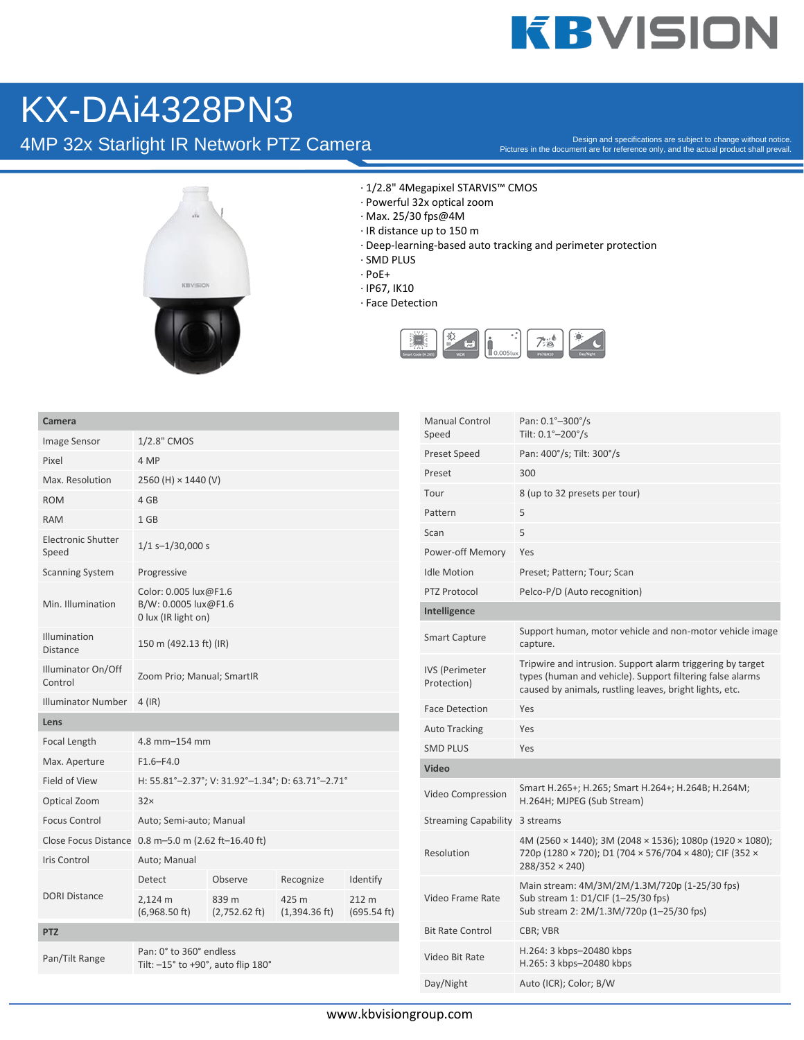# KX-DAi4328PN3

## 4MP 32x Starlight IR Network PTZ Camera

Design and specifications are subject to change without notice.
Pictures in the document are for reference only, and the actual product shall prevail.

- 1/2.8" 4Megapixel STARVIS™ CMOS
- Powerful 32x optical zoom
- Max. 25/30 fps@4M
- IR distance up to 150 m
- Deep-learning-based auto tracking and perimeter protection
- SMD PLUS
- PoE+
- IP67, IK10
- Face Detection

| **Camera** | | | | |
|---|---|---|---|---|
| Image Sensor | 1/2.8" CMOS | | | |
| Pixel | 4 MP | | | |
| Max. Resolution | 2560 (H) × 1440 (V) | | | |
| ROM | 4 GB | | | |
| RAM | 1 GB | | | |
| Electronic Shutter Speed | 1/1 s–1/30,000 s | | | |
| Scanning System | Progressive | | | |
| Min. Illumination | Color: 0.005 lux@F1.6<br>B/W: 0.0005 lux@F1.6<br>0 lux (IR light on) | | | |
| Illumination Distance | 150 m (492.13 ft) (IR) | | | |
| Illuminator On/Off Control | Zoom Prio; Manual; SmartIR | | | |
| Illuminator Number | 4 (IR) | | | |
| **Lens** | | | | |
| Focal Length | 4.8 mm–154 mm | | | |
| Max. Aperture | F1.6–F4.0 | | | |
| Field of View | H: 55.81°–2.37°; V: 31.92°–1.34°; D: 63.71°–2.71° | | | |
| Optical Zoom | 32× | | | |
| Focus Control | Auto; Semi-auto; Manual | | | |
| Close Focus Distance | 0.8 m–5.0 m (2.62 ft–16.40 ft) | | | |
| Iris Control | Auto; Manual | | | |
| DORI Distance | Detect | Observe | Recognize | Identify |
| | 2,124 m (6,968.50 ft) | 839 m (2,752.62 ft) | 425 m (1,394.36 ft) | 212 m (695.54 ft) |
| **PTZ** | | | | |
| Pan/Tilt Range | Pan: 0° to 360° endless<br>Tilt: –15° to +90°, auto flip 180° | | | |
| Manual Control Speed | Pan: 0.1°–300°/s<br>Tilt: 0.1°–200°/s | | | |
| Preset Speed | Pan: 400°/s; Tilt: 300°/s | | | |
| Preset | 300 | | | |
| Tour | 8 (up to 32 presets per tour) | | | |
| Pattern | 5 | | | |
| Scan | 5 | | | |
| Power-off Memory | Yes | | | |
| Idle Motion | Preset; Pattern; Tour; Scan | | | |
| PTZ Protocol | Pelco-P/D (Auto recognition) | | | |
| **Intelligence** | | | | |
| Smart Capture | Support human, motor vehicle and non-motor vehicle image capture. | | | |
| IVS (Perimeter Protection) | Tripwire and intrusion. Support alarm triggering by target types (human and vehicle). Support filtering false alarms caused by animals, rustling leaves, bright lights, etc. | | | |
| Face Detection | Yes | | | |
| Auto Tracking | Yes | | | |
| SMD PLUS | Yes | | | |
| **Video** | | | | |
| Video Compression | Smart H.265+; H.265; Smart H.264+; H.264B; H.264M; H.264H; MJPEG (Sub Stream) | | | |
| Streaming Capability | 3 streams | | | |
| Resolution | 4M (2560 × 1440); 3M (2048 × 1536); 1080p (1920 × 1080); 720p (1280 × 720); D1 (704 × 576/704 × 480); CIF (352 × 288/352 × 240) | | | |
| Video Frame Rate | Main stream: 4M/3M/2M/1.3M/720p (1-25/30 fps)<br>Sub stream 1: D1/CIF (1–25/30 fps)<br>Sub stream 2: 2M/1.3M/720p (1–25/30 fps) | | | |
| Bit Rate Control | CBR; VBR | | | |
| Video Bit Rate | H.264: 3 kbps–20480 kbps<br>H.265: 3 kbps–20480 kbps | | | |
| Day/Night | Auto (ICR); Color; B/W | | | |

www.kbvisiongroup.com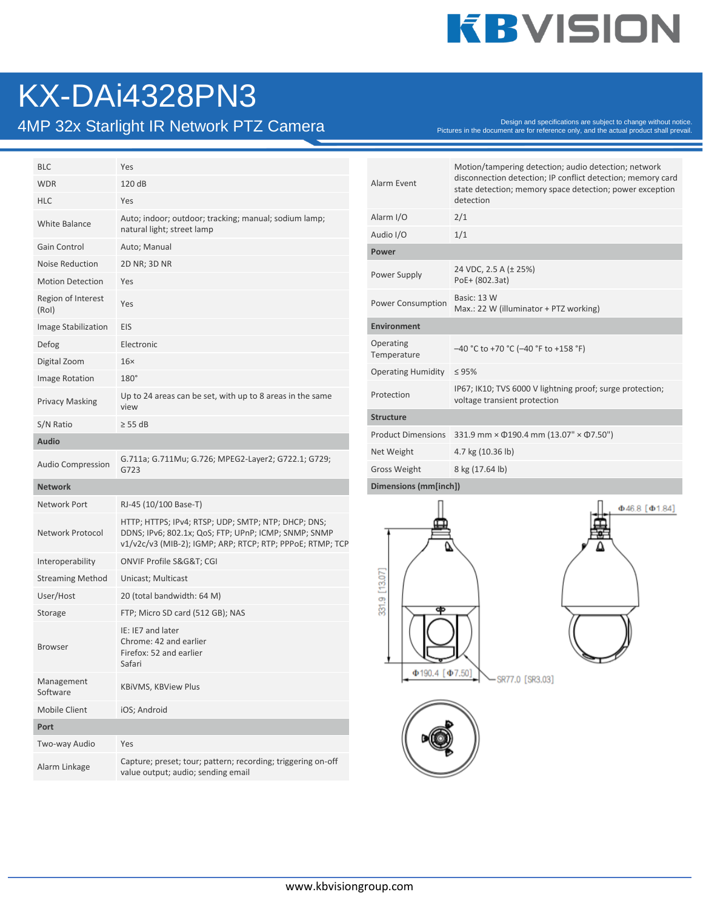# KX-DAi4328PN3

## 4MP 32x Starlight IR Network PTZ Camera

Design and specifications are subject to change without notice.
Pictures in the document are for reference only, and the actual product shall prevail.

| | |
|---|---|
| BLC | Yes |
| WDR | 120 dB |
| HLC | Yes |
| White Balance | Auto; indoor; outdoor; tracking; manual; sodium lamp; natural light; street lamp |
| Gain Control | Auto; Manual |
| Noise Reduction | 2D NR; 3D NR |
| Motion Detection | Yes |
| Region of Interest (RoI) | Yes |
| Image Stabilization | EIS |
| Defog | Electronic |
| Digital Zoom | 16× |
| Image Rotation | 180° |
| Privacy Masking | Up to 24 areas can be set, with up to 8 areas in the same view |
| S/N Ratio | ≥ 55 dB |
| **Audio** | |
| Audio Compression | G.711a; G.711Mu; G.726; MPEG2-Layer2; G722.1; G729; G723 |
| **Network** | |
| Network Port | RJ-45 (10/100 Base-T) |
| Network Protocol | HTTP; HTTPS; IPv4; RTSP; UDP; SMTP; NTP; DHCP; DNS; DDNS; IPv6; 802.1x; QoS; FTP; UPnP; ICMP; SNMP; SNMP v1/v2c/v3 (MIB-2); IGMP; ARP; RTCP; RTP; PPPoE; RTMP; TCP |
| Interoperability | ONVIF Profile S&G&T; CGI |
| Streaming Method | Unicast; Multicast |
| User/Host | 20 (total bandwidth: 64 M) |
| Storage | FTP; Micro SD card (512 GB); NAS |
| Browser | IE: IE7 and later<br>Chrome: 42 and earlier<br>Firefox: 52 and earlier<br>Safari |
| Management Software | KBiVMS, KBView Plus |
| Mobile Client | iOS; Android |
| **Port** | |
| Two-way Audio | Yes |
| Alarm Linkage | Capture; preset; tour; pattern; recording; triggering on-off value output; audio; sending email |
| Alarm Event | Motion/tampering detection; audio detection; network disconnection detection; IP conflict detection; memory card state detection; memory space detection; power exception detection |
| Alarm I/O | 2/1 |
| Audio I/O | 1/1 |
| **Power** | |
| Power Supply | 24 VDC, 2.5 A (± 25%)<br>PoE+ (802.3at) |
| Power Consumption | Basic: 13 W<br>Max.: 22 W (illuminator + PTZ working) |
| **Environment** | |
| Operating Temperature | –40 °C to +70 °C (–40 °F to +158 °F) |
| Operating Humidity | ≤ 95% |
| Protection | IP67; IK10; TVS 6000 V lightning proof; surge protection; voltage transient protection |
| **Structure** | |
| Product Dimensions | 331.9 mm × Φ190.4 mm (13.07" × Φ7.50") |
| Net Weight | 4.7 kg (10.36 lb) |
| Gross Weight | 8 kg (17.64 lb) |

**Dimensions (mm[inch])**

331.9 [13.07]
Φ190.4 [Φ7.50]
SR77.0 [SR3.03]
Φ46.8 [Φ1.84]

www.kbvisiongroup.com